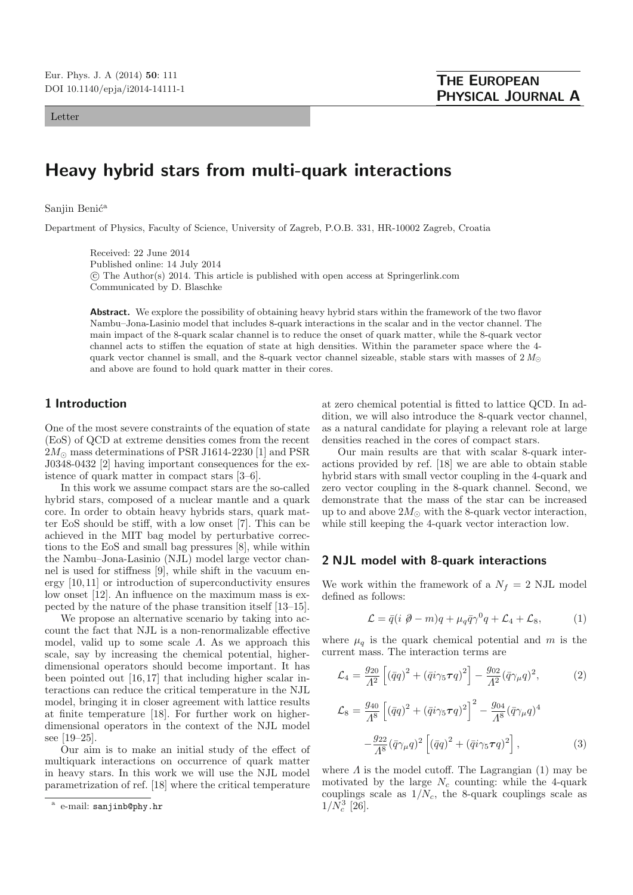Letter

# Heavy hybrid stars from multi-quark interactions

Sanjin Benić[a]

Department of Physics, Faculty of Science, University of Zagreb, P.O.B. 331, HR-10002 Zagreb, Croatia

Received: 22 June 2014
Published online: 14 July 2014
© The Author(s) 2014. This article is published with open access at Springerlink.com
Communicated by D. Blaschke

**Abstract.** We explore the possibility of obtaining heavy hybrid stars within the framework of the two flavor Nambu–Jona-Lasinio model that includes 8-quark interactions in the scalar and in the vector channel. The main impact of the 8-quark scalar channel is to reduce the onset of quark matter, while the 8-quark vector channel acts to stiffen the equation of state at high densities. Within the parameter space where the 4-quark vector channel is small, and the 8-quark vector channel sizeable, stable stars with masses of $2\,M_\odot$ and above are found to hold quark matter in their cores.

## 1 Introduction

One of the most severe constraints of the equation of state (EoS) of QCD at extreme densities comes from the recent $2M_\odot$ mass determinations of PSR J1614-2230 [1] and PSR J0348-0432 [2] having important consequences for the existence of quark matter in compact stars [3–6].

In this work we assume compact stars are the so-called hybrid stars, composed of a nuclear mantle and a quark core. In order to obtain heavy hybrids stars, quark matter EoS should be stiff, with a low onset [7]. This can be achieved in the MIT bag model by perturbative corrections to the EoS and small bag pressures [8], while within the Nambu–Jona-Lasinio (NJL) model large vector channel is used for stiffness [9], while shift in the vacuum energy [10,11] or introduction of superconductivity ensures low onset [12]. An influence on the maximum mass is expected by the nature of the phase transition itself [13–15].

We propose an alternative scenario by taking into account the fact that NJL is a non-renormalizable effective model, valid up to some scale $\Lambda$. As we approach this scale, say by increasing the chemical potential, higher-dimensional operators should become important. It has been pointed out [16,17] that including higher scalar interactions can reduce the critical temperature in the NJL model, bringing it in closer agreement with lattice results at finite temperature [18]. For further work on higher-dimensional operators in the context of the NJL model see [19–25].

Our aim is to make an initial study of the effect of multiquark interactions on occurrence of quark matter in heavy stars. In this work we will use the NJL model parametrization of ref. [18] where the critical temperature at zero chemical potential is fitted to lattice QCD. In addition, we will also introduce the 8-quark vector channel, as a natural candidate for playing a relevant role at large densities reached in the cores of compact stars.

Our main results are that with scalar 8-quark interactions provided by ref. [18] we are able to obtain stable hybrid stars with small vector coupling in the 4-quark and zero vector coupling in the 8-quark channel. Second, we demonstrate that the mass of the star can be increased up to and above $2M_\odot$ with the 8-quark vector interaction, while still keeping the 4-quark vector interaction low.

## 2 NJL model with 8-quark interactions

We work within the framework of a $N_f = 2$ NJL model defined as follows:

$$\mathcal{L} = \bar{q}(i\not{\partial} - m)q + \mu_q \bar{q}\gamma^0 q + \mathcal{L}_4 + \mathcal{L}_8, \tag{1}$$

where $\mu_q$ is the quark chemical potential and $m$ is the current mass. The interaction terms are

$$\mathcal{L}_4 = \frac{g_{20}}{\Lambda^2}\left[(\bar{q}q)^2 + (\bar{q}i\gamma_5\boldsymbol{\tau}q)^2\right] - \frac{g_{02}}{\Lambda^2}(\bar{q}\gamma_\mu q)^2, \tag{2}$$

$$\mathcal{L}_8 = \frac{g_{40}}{\Lambda^8}\left[(\bar{q}q)^2 + (\bar{q}i\gamma_5\boldsymbol{\tau}q)^2\right]^2 - \frac{g_{04}}{\Lambda^8}(\bar{q}\gamma_\mu q)^4 - \frac{g_{22}}{\Lambda^8}(\bar{q}\gamma_\mu q)^2\left[(\bar{q}q)^2 + (\bar{q}i\gamma_5\boldsymbol{\tau}q)^2\right], \tag{3}$$

where $\Lambda$ is the model cutoff. The Lagrangian (1) may be motivated by the large $N_c$ counting: while the 4-quark couplings scale as $1/N_c$, the 8-quark couplings scale as $1/N_c^3$ [26].

[a] e-mail: sanjinb@phy.hr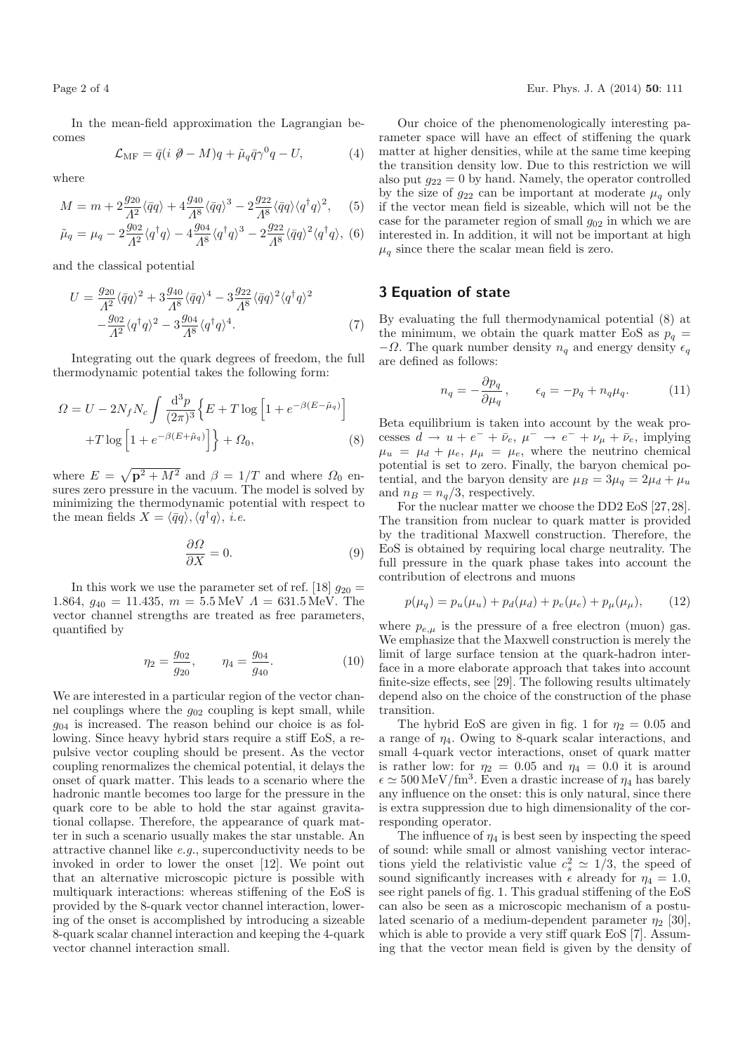In the mean-field approximation the Lagrangian becomes

$$\mathcal{L}_{\rm MF} = \bar{q}(i\not{\partial} - M)q + \tilde{\mu}_q \bar{q}\gamma^0 q - U, \tag{4}$$

where

$$M = m + 2\frac{g_{20}}{\Lambda^2}\langle\bar{q}q\rangle + 4\frac{g_{40}}{\Lambda^8}\langle\bar{q}q\rangle^3 - 2\frac{g_{22}}{\Lambda^8}\langle\bar{q}q\rangle\langle q^\dagger q\rangle^2, \tag{5}$$

$$\tilde{\mu}_q = \mu_q - 2\frac{g_{02}}{\Lambda^2}\langle q^\dagger q\rangle - 4\frac{g_{04}}{\Lambda^8}\langle q^\dagger q\rangle^3 - 2\frac{g_{22}}{\Lambda^8}\langle\bar{q}q\rangle^2\langle q^\dagger q\rangle, \tag{6}$$

and the classical potential

$$U = \frac{g_{20}}{\Lambda^2}\langle\bar{q}q\rangle^2 + 3\frac{g_{40}}{\Lambda^8}\langle\bar{q}q\rangle^4 - 3\frac{g_{22}}{\Lambda^8}\langle\bar{q}q\rangle^2\langle q^\dagger q\rangle^2 - \frac{g_{02}}{\Lambda^2}\langle q^\dagger q\rangle^2 - 3\frac{g_{04}}{\Lambda^8}\langle q^\dagger q\rangle^4. \tag{7}$$

Integrating out the quark degrees of freedom, the full thermodynamic potential takes the following form:

$$\Omega = U - 2N_f N_c \int \frac{\mathrm{d}^3p}{(2\pi)^3}\Big\{E + T\log\Big[1 + e^{-\beta(E-\tilde{\mu}_q)}\Big] + T\log\Big[1 + e^{-\beta(E+\tilde{\mu}_q)}\Big]\Big\} + \Omega_0, \tag{8}$$

where $E = \sqrt{\mathbf{p}^2 + M^2}$ and $\beta = 1/T$ and where $\Omega_0$ ensures zero pressure in the vacuum. The model is solved by minimizing the thermodynamic potential with respect to the mean fields $X = \langle\bar{q}q\rangle, \langle q^\dagger q\rangle$, *i.e.*

$$\frac{\partial\Omega}{\partial X} = 0. \tag{9}$$

In this work we use the parameter set of ref. [18] $g_{20} = 1.864$, $g_{40} = 11.435$, $m = 5.5\,\mathrm{MeV}$ $\Lambda = 631.5\,\mathrm{MeV}$. The vector channel strengths are treated as free parameters, quantified by

$$\eta_2 = \frac{g_{02}}{g_{20}}, \qquad \eta_4 = \frac{g_{04}}{g_{40}}. \tag{10}$$

We are interested in a particular region of the vector channel couplings where the $g_{02}$ coupling is kept small, while $g_{04}$ is increased. The reason behind our choice is as follows. Since heavy hybrid stars require a stiff EoS, a repulsive vector coupling should be present. As the vector coupling renormalizes the chemical potential, it delays the onset of quark matter. This leads to a scenario where the hadronic mantle becomes too large for the pressure in the quark core to be able to hold the star against gravitational collapse. Therefore, the appearance of quark matter in such a scenario usually makes the star unstable. An attractive channel like *e.g.*, superconductivity needs to be invoked in order to lower the onset [12]. We point out that an alternative microscopic picture is possible with multiquark interactions: whereas stiffening of the EoS is provided by the 8-quark vector channel interaction, lowering of the onset is accomplished by introducing a sizeable 8-quark scalar channel interaction and keeping the 4-quark vector channel interaction small.

Our choice of the phenomenologically interesting parameter space will have an effect of stiffening the quark matter at higher densities, while at the same time keeping the transition density low. Due to this restriction we will also put $g_{22} = 0$ by hand. Namely, the operator controlled by the size of $g_{22}$ can be important at moderate $\mu_q$ only if the vector mean field is sizeable, which will not be the case for the parameter region of small $g_{02}$ in which we are interested in. In addition, it will not be important at high $\mu_q$ since there the scalar mean field is zero.

## 3 Equation of state

By evaluating the full thermodynamical potential (8) at the minimum, we obtain the quark matter EoS as $p_q = -\Omega$. The quark number density $n_q$ and energy density $\epsilon_q$ are defined as follows:

$$n_q = -\frac{\partial p_q}{\partial\mu_q}, \qquad \epsilon_q = -p_q + n_q\mu_q. \tag{11}$$

Beta equilibrium is taken into account by the weak processes $d \to u + e^- + \bar{\nu}_e$, $\mu^- \to e^- + \nu_\mu + \bar{\nu}_e$, implying $\mu_u = \mu_d + \mu_e$, $\mu_\mu = \mu_e$, where the neutrino chemical potential is set to zero. Finally, the baryon chemical potential, and the baryon density are $\mu_B = 3\mu_q = 2\mu_d + \mu_u$ and $n_B = n_q/3$, respectively.

For the nuclear matter we choose the DD2 EoS [27,28]. The transition from nuclear to quark matter is provided by the traditional Maxwell construction. Therefore, the EoS is obtained by requiring local charge neutrality. The full pressure in the quark phase takes into account the contribution of electrons and muons

$$p(\mu_q) = p_u(\mu_u) + p_d(\mu_d) + p_e(\mu_e) + p_\mu(\mu_\mu), \tag{12}$$

where $p_{e,\mu}$ is the pressure of a free electron (muon) gas. We emphasize that the Maxwell construction is merely the limit of large surface tension at the quark-hadron interface in a more elaborate approach that takes into account finite-size effects, see [29]. The following results ultimately depend also on the choice of the construction of the phase transition.

The hybrid EoS are given in fig. 1 for $\eta_2 = 0.05$ and a range of $\eta_4$. Owing to 8-quark scalar interactions, and small 4-quark vector interactions, onset of quark matter is rather low: for $\eta_2 = 0.05$ and $\eta_4 = 0.0$ it is around $\epsilon \simeq 500\,\mathrm{MeV/fm^3}$. Even a drastic increase of $\eta_4$ has barely any influence on the onset: this is only natural, since there is extra suppression due to high dimensionality of the corresponding operator.

The influence of $\eta_4$ is best seen by inspecting the speed of sound: while small or almost vanishing vector interactions yield the relativistic value $c_s^2 \simeq 1/3$, the speed of sound significantly increases with $\epsilon$ already for $\eta_4 = 1.0$, see right panels of fig. 1. This gradual stiffening of the EoS can also be seen as a microscopic mechanism of a postulated scenario of a medium-dependent parameter $\eta_2$ [30], which is able to provide a very stiff quark EoS [7]. Assuming that the vector mean field is given by the density of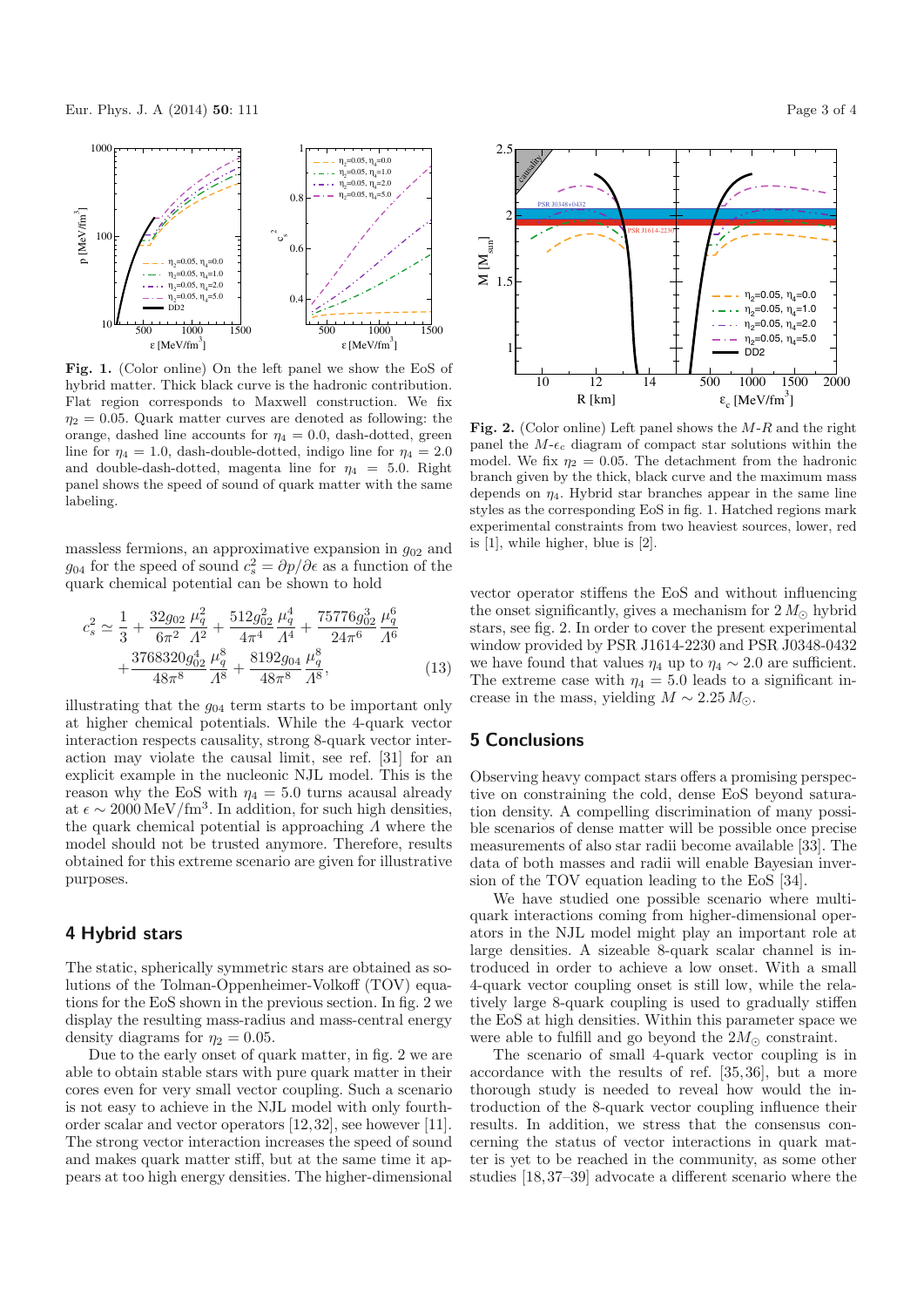**Fig. 1.** (Color online) On the left panel we show the EoS of hybrid matter. Thick black curve is the hadronic contribution. Flat region corresponds to Maxwell construction. We fix $\eta_2 = 0.05$. Quark matter curves are denoted as following: the orange, dashed line accounts for $\eta_4 = 0.0$, dash-dotted, green line for $\eta_4 = 1.0$, dash-double-dotted, indigo line for $\eta_4 = 2.0$ and double-dash-dotted, magenta line for $\eta_4 = 5.0$. Right panel shows the speed of sound of quark matter with the same labeling.

massless fermions, an approximative expansion in $g_{02}$ and $g_{04}$ for the speed of sound $c_s^2 = \partial p/\partial \epsilon$ as a function of the quark chemical potential can be shown to hold

$$c_s^2 \simeq \frac{1}{3} + \frac{32 g_{02}}{6\pi^2}\frac{\mu_q^2}{\Lambda^2} + \frac{512 g_{02}^2}{4\pi^4}\frac{\mu_q^4}{\Lambda^4} + \frac{75776 g_{02}^3}{24\pi^6}\frac{\mu_q^6}{\Lambda^6} + \frac{3768320 g_{02}^4}{48\pi^8}\frac{\mu_q^8}{\Lambda^8} + \frac{8192 g_{04}}{48\pi^8}\frac{\mu_q^8}{\Lambda^8}, \tag{13}$$

illustrating that the $g_{04}$ term starts to be important only at higher chemical potentials. While the 4-quark vector interaction respects causality, strong 8-quark vector interaction may violate the causal limit, see ref. [31] for an explicit example in the nucleonic NJL model. This is the reason why the EoS with $\eta_4 = 5.0$ turns acausal already at $\epsilon \sim 2000\,\mathrm{MeV/fm^3}$. In addition, for such high densities, the quark chemical potential is approaching $\Lambda$ where the model should not be trusted anymore. Therefore, results obtained for this extreme scenario are given for illustrative purposes.

## 4 Hybrid stars

The static, spherically symmetric stars are obtained as solutions of the Tolman-Oppenheimer-Volkoff (TOV) equations for the EoS shown in the previous section. In fig. 2 we display the resulting mass-radius and mass-central energy density diagrams for $\eta_2 = 0.05$.

Due to the early onset of quark matter, in fig. 2 we are able to obtain stable stars with pure quark matter in their cores even for very small vector coupling. Such a scenario is not easy to achieve in the NJL model with only fourth-order scalar and vector operators [12,32], see however [11]. The strong vector interaction increases the speed of sound and makes quark matter stiff, but at the same time it appears at too high energy densities. The higher-dimensional vector operator stiffens the EoS and without influencing the onset significantly, gives a mechanism for $2\,M_\odot$ hybrid stars, see fig. 2. In order to cover the present experimental window provided by PSR J1614-2230 and PSR J0348-0432 we have found that values $\eta_4$ up to $\eta_4 \sim 2.0$ are sufficient. The extreme case with $\eta_4 = 5.0$ leads to a significant increase in the mass, yielding $M \sim 2.25\,M_\odot$.

**Fig. 2.** (Color online) Left panel shows the $M$-$R$ and the right panel the $M$-$\epsilon_c$ diagram of compact star solutions within the model. We fix $\eta_2 = 0.05$. The detachment from the hadronic branch given by the thick, black curve and the maximum mass depends on $\eta_4$. Hybrid star branches appear in the same line styles as the corresponding EoS in fig. 1. Hatched regions mark experimental constraints from two heaviest sources, lower, red is [1], while higher, blue is [2].

## 5 Conclusions

Observing heavy compact stars offers a promising perspective on constraining the cold, dense EoS beyond saturation density. A compelling discrimination of many possible scenarios of dense matter will be possible once precise measurements of also star radii become available [33]. The data of both masses and radii will enable Bayesian inversion of the TOV equation leading to the EoS [34].

We have studied one possible scenario where multi-quark interactions coming from higher-dimensional operators in the NJL model might play an important role at large densities. A sizeable 8-quark scalar channel is introduced in order to achieve a low onset. With a small 4-quark vector coupling onset is still low, while the relatively large 8-quark coupling is used to gradually stiffen the EoS at high densities. Within this parameter space we were able to fulfill and go beyond the $2M_\odot$ constraint.

The scenario of small 4-quark vector coupling is in accordance with the results of ref. [35,36], but a more thorough study is needed to reveal how would the introduction of the 8-quark vector coupling influence their results. In addition, we stress that the consensus concerning the status of vector interactions in quark matter is yet to be reached in the community, as some other studies [18,37–39] advocate a different scenario where the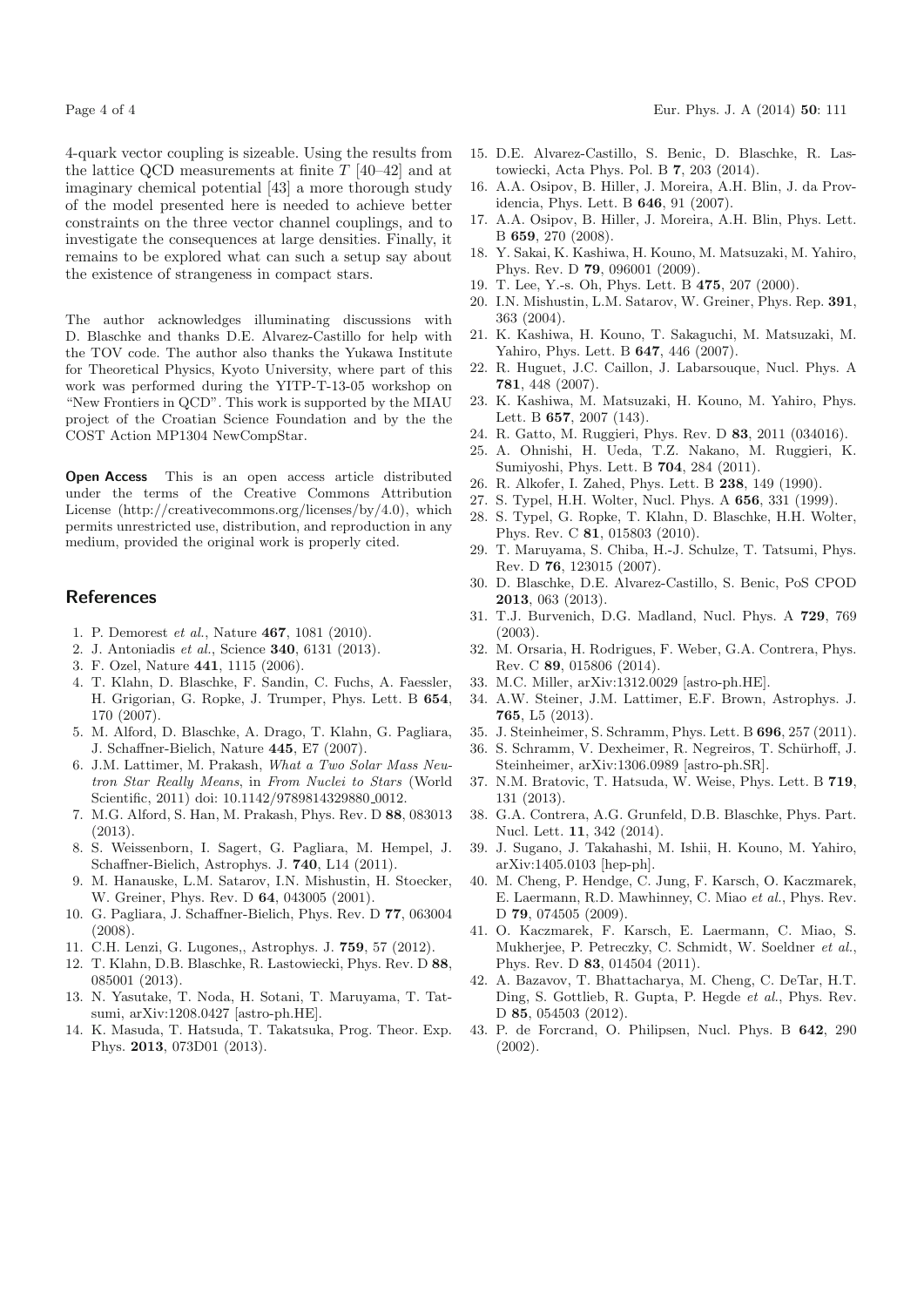4-quark vector coupling is sizeable. Using the results from the lattice QCD measurements at finite $T$ [40–42] and at imaginary chemical potential [43] a more thorough study of the model presented here is needed to achieve better constraints on the three vector channel couplings, and to investigate the consequences at large densities. Finally, it remains to be explored what can such a setup say about the existence of strangeness in compact stars.

The author acknowledges illuminating discussions with D. Blaschke and thanks D.E. Alvarez-Castillo for help with the TOV code. The author also thanks the Yukawa Institute for Theoretical Physics, Kyoto University, where part of this work was performed during the YITP-T-13-05 workshop on "New Frontiers in QCD". This work is supported by the MIAU project of the Croatian Science Foundation and by the the COST Action MP1304 NewCompStar.

**Open Access** This is an open access article distributed under the terms of the Creative Commons Attribution License (http://creativecommons.org/licenses/by/4.0), which permits unrestricted use, distribution, and reproduction in any medium, provided the original work is properly cited.

## References

1. P. Demorest *et al.*, Nature **467**, 1081 (2010).
2. J. Antoniadis *et al.*, Science **340**, 6131 (2013).
3. F. Ozel, Nature **441**, 1115 (2006).
4. T. Klahn, D. Blaschke, F. Sandin, C. Fuchs, A. Faessler, H. Grigorian, G. Ropke, J. Trumper, Phys. Lett. B **654**, 170 (2007).
5. M. Alford, D. Blaschke, A. Drago, T. Klahn, G. Pagliara, J. Schaffner-Bielich, Nature **445**, E7 (2007).
6. J.M. Lattimer, M. Prakash, *What a Two Solar Mass Neutron Star Really Means*, in *From Nuclei to Stars* (World Scientific, 2011) doi: 10.1142/9789814329880_0012.
7. M.G. Alford, S. Han, M. Prakash, Phys. Rev. D **88**, 083013 (2013).
8. S. Weissenborn, I. Sagert, G. Pagliara, M. Hempel, J. Schaffner-Bielich, Astrophys. J. **740**, L14 (2011).
9. M. Hanauske, L.M. Satarov, I.N. Mishustin, H. Stoecker, W. Greiner, Phys. Rev. D **64**, 043005 (2001).
10. G. Pagliara, J. Schaffner-Bielich, Phys. Rev. D **77**, 063004 (2008).
11. C.H. Lenzi, G. Lugones,, Astrophys. J. **759**, 57 (2012).
12. T. Klahn, D.B. Blaschke, R. Łastowiecki, Phys. Rev. D **88**, 085001 (2013).
13. N. Yasutake, T. Noda, H. Sotani, T. Maruyama, T. Tatsumi, arXiv:1208.0427 [astro-ph.HE].
14. K. Masuda, T. Hatsuda, T. Takatsuka, Prog. Theor. Exp. Phys. **2013**, 073D01 (2013).
15. D.E. Alvarez-Castillo, S. Benic, D. Blaschke, R. Lastowiecki, Acta Phys. Pol. B **7**, 203 (2014).
16. A.A. Osipov, B. Hiller, J. Moreira, A.H. Blin, J. da Providencia, Phys. Lett. B **646**, 91 (2007).
17. A.A. Osipov, B. Hiller, J. Moreira, A.H. Blin, Phys. Lett. B **659**, 270 (2008).
18. Y. Sakai, K. Kashiwa, H. Kouno, M. Matsuzaki, M. Yahiro, Phys. Rev. D **79**, 096001 (2009).
19. T. Lee, Y.-s. Oh, Phys. Lett. B **475**, 207 (2000).
20. I.N. Mishustin, L.M. Satarov, W. Greiner, Phys. Rep. **391**, 363 (2004).
21. K. Kashiwa, H. Kouno, T. Sakaguchi, M. Matsuzaki, M. Yahiro, Phys. Lett. B **647**, 446 (2007).
22. R. Huguet, J.C. Caillon, J. Labarsouque, Nucl. Phys. A **781**, 448 (2007).
23. K. Kashiwa, M. Matsuzaki, H. Kouno, M. Yahiro, Phys. Lett. B **657**, 2007 (143).
24. R. Gatto, M. Ruggieri, Phys. Rev. D **83**, 2011 (034016).
25. A. Ohnishi, H. Ueda, T.Z. Nakano, M. Ruggieri, K. Sumiyoshi, Phys. Lett. B **704**, 284 (2011).
26. R. Alkofer, I. Zahed, Phys. Lett. B **238**, 149 (1990).
27. S. Typel, H.H. Wolter, Nucl. Phys. A **656**, 331 (1999).
28. S. Typel, G. Ropke, T. Klahn, D. Blaschke, H.H. Wolter, Phys. Rev. C **81**, 015803 (2010).
29. T. Maruyama, S. Chiba, H.-J. Schulze, T. Tatsumi, Phys. Rev. D **76**, 123015 (2007).
30. D. Blaschke, D.E. Alvarez-Castillo, S. Benic, PoS CPOD **2013**, 063 (2013).
31. T.J. Burvenich, D.G. Madland, Nucl. Phys. A **729**, 769 (2003).
32. M. Orsaria, H. Rodrigues, F. Weber, G.A. Contrera, Phys. Rev. C **89**, 015806 (2014).
33. M.C. Miller, arXiv:1312.0029 [astro-ph.HE].
34. A.W. Steiner, J.M. Lattimer, E.F. Brown, Astrophys. J. **765**, L5 (2013).
35. J. Steinheimer, S. Schramm, Phys. Lett. B **696**, 257 (2011).
36. S. Schramm, V. Dexheimer, R. Negreiros, T. Schürhoff, J. Steinheimer, arXiv:1306.0989 [astro-ph.SR].
37. N.M. Bratovic, T. Hatsuda, W. Weise, Phys. Lett. B **719**, 131 (2013).
38. G.A. Contrera, A.G. Grunfeld, D.B. Blaschke, Phys. Part. Nucl. Lett. **11**, 342 (2014).
39. J. Sugano, J. Takahashi, M. Ishii, H. Kouno, M. Yahiro, arXiv:1405.0103 [hep-ph].
40. M. Cheng, P. Hendge, C. Jung, F. Karsch, O. Kaczmarek, E. Laermann, R.D. Mawhinney, C. Miao *et al.*, Phys. Rev. D **79**, 074505 (2009).
41. O. Kaczmarek, F. Karsch, E. Laermann, C. Miao, S. Mukherjee, P. Petreczky, C. Schmidt, W. Soeldner *et al.*, Phys. Rev. D **83**, 014504 (2011).
42. A. Bazavov, T. Bhattacharya, M. Cheng, C. DeTar, H.T. Ding, S. Gottlieb, R. Gupta, P. Hegde *et al.*, Phys. Rev. D **85**, 054503 (2012).
43. P. de Forcrand, O. Philipsen, Nucl. Phys. B **642**, 290 (2002).